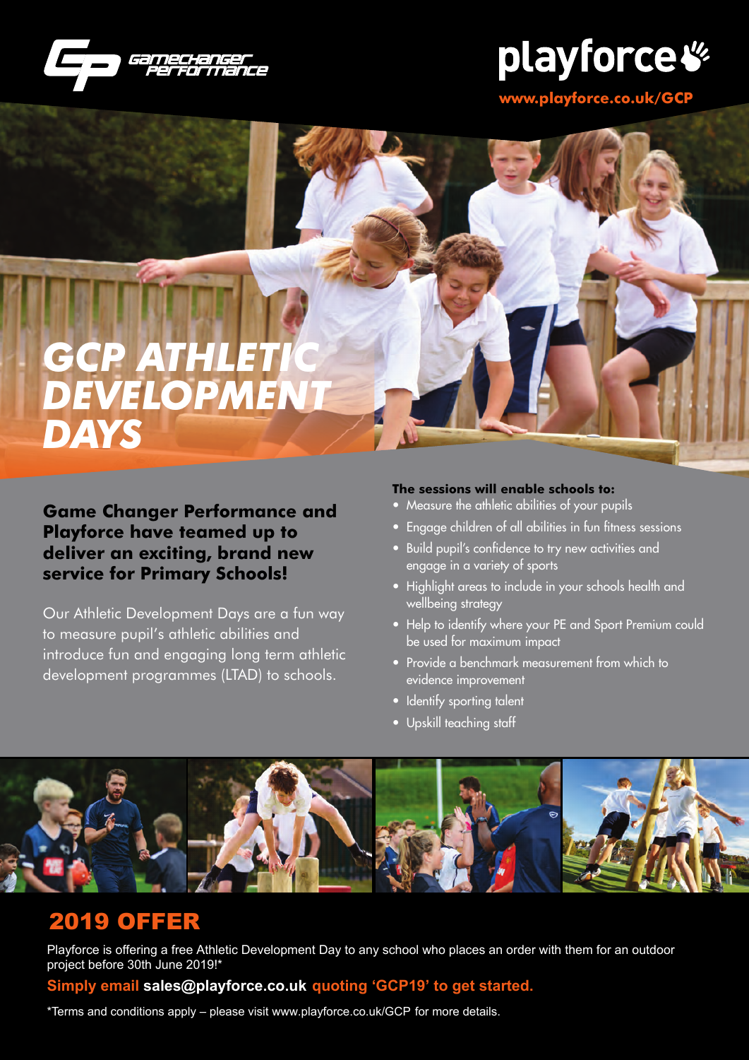Gamechanger Performance

playforce

www.playforce.co.uk/GCP

# GCP ATHLETIC DEVELOPMENT DAYS

**Game Changer Performance and Playforce have teamed up to deliver an exciting, brand new service for Primary Schools!**

Our Athletic Development Days are a fun way to measure pupil's athletic abilities and introduce fun and engaging long term athletic development programmes (LTAD) to schools.

**The sessions will enable schools to:**

- Measure the athletic abilities of your pupils
- Engage children of all abilities in fun fitness sessions
- Build pupil's confidence to try new activities and engage in a variety of sports
- Highlight areas to include in your schools health and wellbeing strategy
- Help to identify where your PE and Sport Premium could be used for maximum impact
- Provide a benchmark measurement from which to evidence improvement
- Identify sporting talent
- Upskill teaching staff

## 2019 OFFER

Playforce is offering a free Athletic Development Day to any school who places an order with them for an outdoor project before 30th June 2019!*

**Simply email sales@playforce.co.uk quoting 'GCP19' to get started.**

*Terms and conditions apply – please visit www.playforce.co.uk/GCP for more details.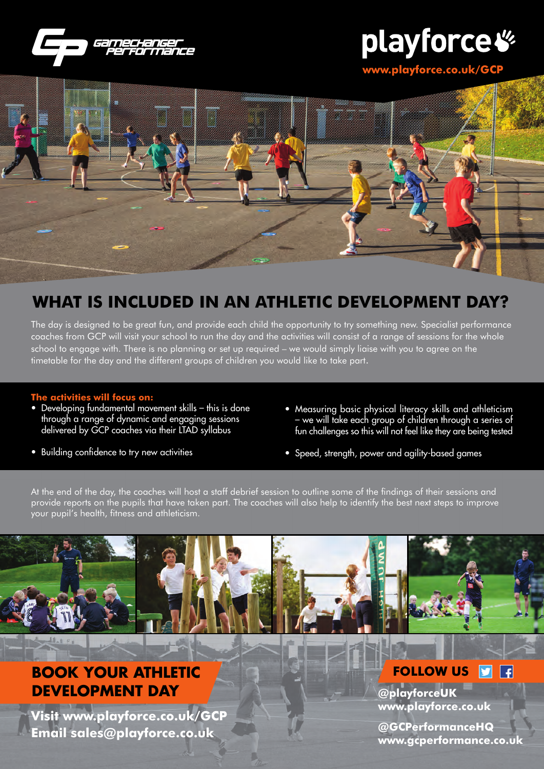Gamechanger Performance

playforce

www.playforce.co.uk/GCP

## WHAT IS INCLUDED IN AN ATHLETIC DEVELOPMENT DAY?

The day is designed to be great fun, and provide each child the opportunity to try something new. Specialist performance coaches from GCP will visit your school to run the day and the activities will consist of a range of sessions for the whole school to engage with. There is no planning or set up required – we would simply liaise with you to agree on the timetable for the day and the different groups of children you would like to take part.

**The activities will focus on:**

- Developing fundamental movement skills – this is done through a range of dynamic and engaging sessions delivered by GCP coaches via their LTAD syllabus
- Building confidence to try new activities
- Measuring basic physical literacy skills and athleticism – we will take each group of children through a series of fun challenges so this will not feel like they are being tested
- Speed, strength, power and agility-based games

At the end of the day, the coaches will host a staff debrief session to outline some of the findings of their sessions and provide reports on the pupils that have taken part. The coaches will also help to identify the best next steps to improve your pupil's health, fitness and athleticism.

## BOOK YOUR ATHLETIC DEVELOPMENT DAY

**Visit www.playforce.co.uk/GCP**
**Email sales@playforce.co.uk**

## FOLLOW US

**@playforceUK**
**www.playforce.co.uk**

**@GCPerformanceHQ**
**www.gcperformance.co.uk**